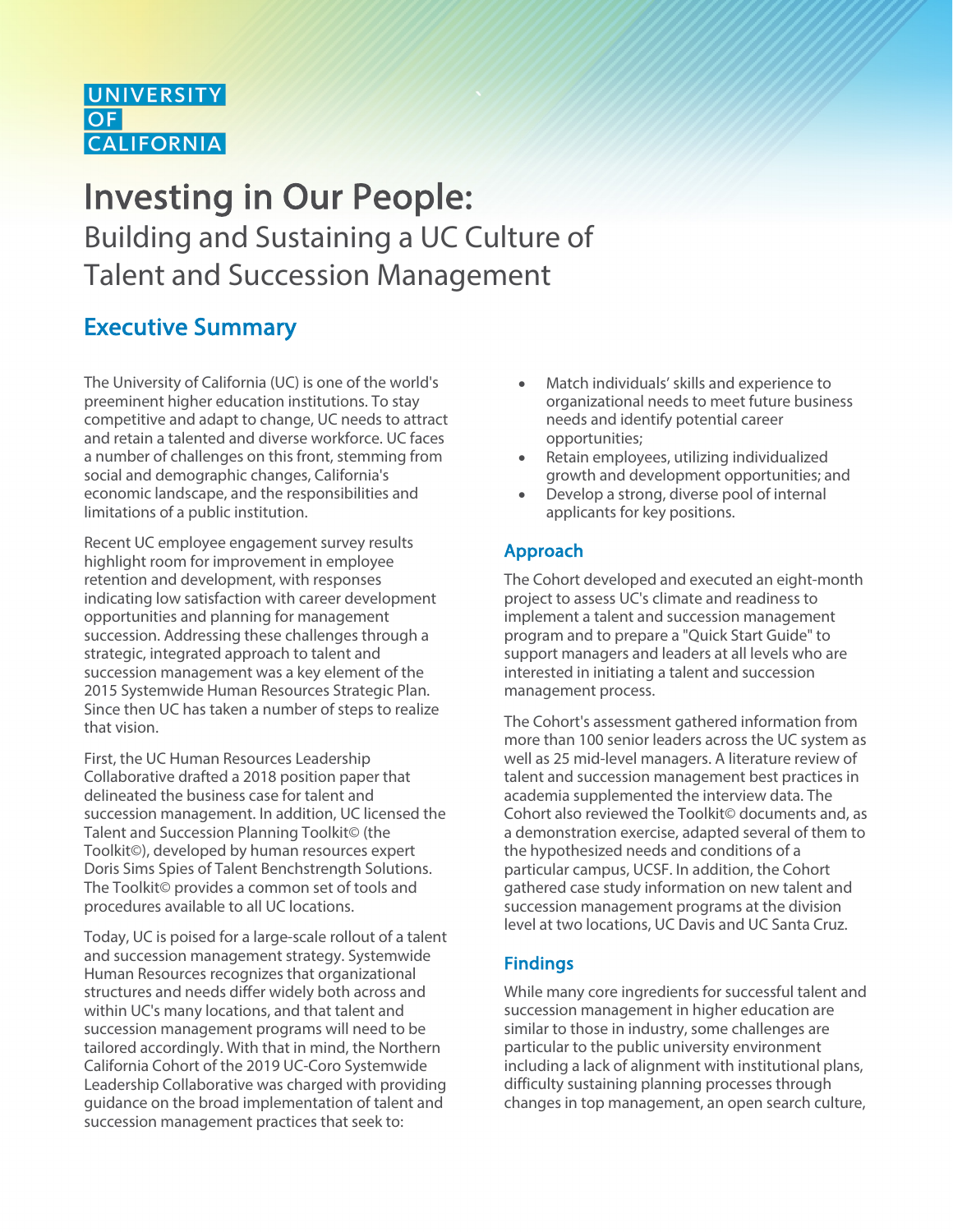UNIVERSITY OF CALIFORNIA

# Investing in Our People:
## Building and Sustaining a UC Culture of Talent and Succession Management

## Executive Summary

The University of California (UC) is one of the world's preeminent higher education institutions. To stay competitive and adapt to change, UC needs to attract and retain a talented and diverse workforce. UC faces a number of challenges on this front, stemming from social and demographic changes, California's economic landscape, and the responsibilities and limitations of a public institution.

Recent UC employee engagement survey results highlight room for improvement in employee retention and development, with responses indicating low satisfaction with career development opportunities and planning for management succession. Addressing these challenges through a strategic, integrated approach to talent and succession management was a key element of the 2015 Systemwide Human Resources Strategic Plan. Since then UC has taken a number of steps to realize that vision.

First, the UC Human Resources Leadership Collaborative drafted a 2018 position paper that delineated the business case for talent and succession management. In addition, UC licensed the Talent and Succession Planning Toolkit© (the Toolkit©), developed by human resources expert Doris Sims Spies of Talent Benchstrength Solutions. The Toolkit© provides a common set of tools and procedures available to all UC locations.

Today, UC is poised for a large-scale rollout of a talent and succession management strategy. Systemwide Human Resources recognizes that organizational structures and needs differ widely both across and within UC's many locations, and that talent and succession management programs will need to be tailored accordingly. With that in mind, the Northern California Cohort of the 2019 UC-Coro Systemwide Leadership Collaborative was charged with providing guidance on the broad implementation of talent and succession management practices that seek to:

- Match individuals' skills and experience to organizational needs to meet future business needs and identify potential career opportunities;
- Retain employees, utilizing individualized growth and development opportunities; and
- Develop a strong, diverse pool of internal applicants for key positions.

### Approach

The Cohort developed and executed an eight-month project to assess UC's climate and readiness to implement a talent and succession management program and to prepare a "Quick Start Guide" to support managers and leaders at all levels who are interested in initiating a talent and succession management process.

The Cohort's assessment gathered information from more than 100 senior leaders across the UC system as well as 25 mid-level managers. A literature review of talent and succession management best practices in academia supplemented the interview data. The Cohort also reviewed the Toolkit© documents and, as a demonstration exercise, adapted several of them to the hypothesized needs and conditions of a particular campus, UCSF. In addition, the Cohort gathered case study information on new talent and succession management programs at the division level at two locations, UC Davis and UC Santa Cruz.

### Findings

While many core ingredients for successful talent and succession management in higher education are similar to those in industry, some challenges are particular to the public university environment including a lack of alignment with institutional plans, difficulty sustaining planning processes through changes in top management, an open search culture,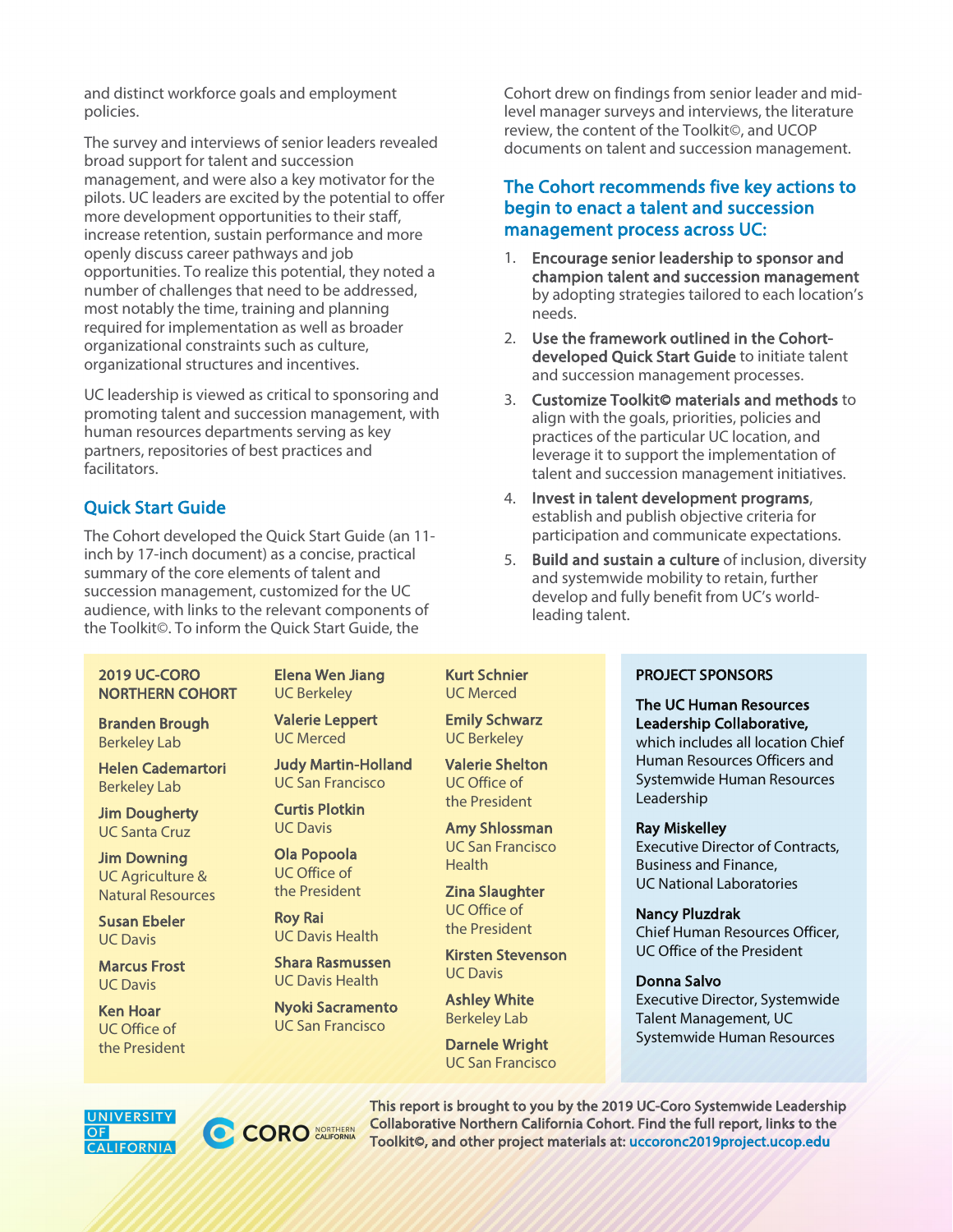and distinct workforce goals and employment policies.

The survey and interviews of senior leaders revealed broad support for talent and succession management, and were also a key motivator for the pilots. UC leaders are excited by the potential to offer more development opportunities to their staff, increase retention, sustain performance and more openly discuss career pathways and job opportunities. To realize this potential, they noted a number of challenges that need to be addressed, most notably the time, training and planning required for implementation as well as broader organizational constraints such as culture, organizational structures and incentives.

UC leadership is viewed as critical to sponsoring and promoting talent and succession management, with human resources departments serving as key partners, repositories of best practices and facilitators.

## Quick Start Guide

The Cohort developed the Quick Start Guide (an 11-inch by 17-inch document) as a concise, practical summary of the core elements of talent and succession management, customized for the UC audience, with links to the relevant components of the Toolkit©. To inform the Quick Start Guide, the Cohort drew on findings from senior leader and mid-level manager surveys and interviews, the literature review, the content of the Toolkit©, and UCOP documents on talent and succession management.

## The Cohort recommends five key actions to begin to enact a talent and succession management process across UC:

1. **Encourage senior leadership to sponsor and champion talent and succession management** by adopting strategies tailored to each location's needs.
2. **Use the framework outlined in the Cohort-developed Quick Start Guide** to initiate talent and succession management processes.
3. **Customize Toolkit© materials and methods** to align with the goals, priorities, policies and practices of the particular UC location, and leverage it to support the implementation of talent and succession management initiatives.
4. **Invest in talent development programs**, establish and publish objective criteria for participation and communicate expectations.
5. **Build and sustain a culture** of inclusion, diversity and systemwide mobility to retain, further develop and fully benefit from UC's world-leading talent.

**2019 UC-CORO NORTHERN COHORT**

**Branden Brough**
Berkeley Lab

**Helen Cademartori**
Berkeley Lab

**Jim Dougherty**
UC Santa Cruz

**Jim Downing**
UC Agriculture & Natural Resources

**Susan Ebeler**
UC Davis

**Marcus Frost**
UC Davis

**Ken Hoar**
UC Office of the President

**Elena Wen Jiang**
UC Berkeley

**Valerie Leppert**
UC Merced

**Judy Martin-Holland**
UC San Francisco

**Curtis Plotkin**
UC Davis

**Ola Popoola**
UC Office of the President

**Roy Rai**
UC Davis Health

**Shara Rasmussen**
UC Davis Health

**Nyoki Sacramento**
UC San Francisco

**Kurt Schnier**
UC Merced

**Emily Schwarz**
UC Berkeley

**Valerie Shelton**
UC Office of the President

**Amy Shlossman**
UC San Francisco Health

**Zina Slaughter**
UC Office of the President

**Kirsten Stevenson**
UC Davis

**Ashley White**
Berkeley Lab

**Darnele Wright**
UC San Francisco

**PROJECT SPONSORS**

**The UC Human Resources Leadership Collaborative,** which includes all location Chief Human Resources Officers and Systemwide Human Resources Leadership

**Ray Miskelley**
Executive Director of Contracts, Business and Finance, UC National Laboratories

**Nancy Pluzdrak**
Chief Human Resources Officer, UC Office of the President

**Donna Salvo**
Executive Director, Systemwide Talent Management, UC Systemwide Human Resources

UNIVERSITY OF CALIFORNIA

CORO NORTHERN CALIFORNIA

**This report is brought to you by the 2019 UC-Coro Systemwide Leadership Collaborative Northern California Cohort. Find the full report, links to the Toolkit©, and other project materials at: uccoronc2019project.ucop.edu**